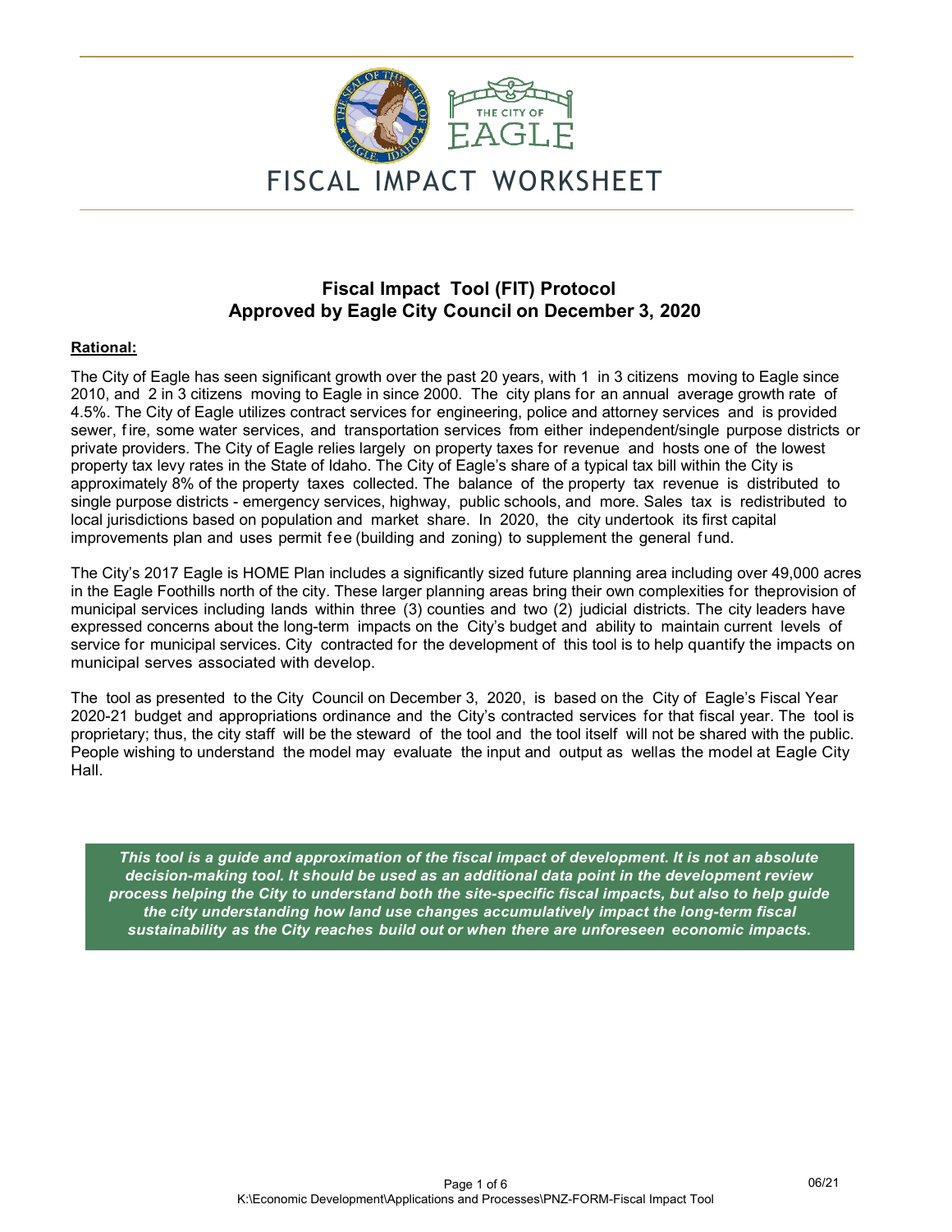# FISCAL IMPACT WORKSHEET

## Fiscal Impact Tool (FIT) Protocol
## Approved by Eagle City Council on December 3, 2020

**Rational:**

The City of Eagle has seen significant growth over the past 20 years, with 1 in 3 citizens moving to Eagle since 2010, and 2 in 3 citizens moving to Eagle in since 2000. The city plans for an annual average growth rate of 4.5%. The City of Eagle utilizes contract services for engineering, police and attorney services and is provided sewer, fire, some water services, and transportation services from either independent/single purpose districts or private providers. The City of Eagle relies largely on property taxes for revenue and hosts one of the lowest property tax levy rates in the State of Idaho. The City of Eagle's share of a typical tax bill within the City is approximately 8% of the property taxes collected. The balance of the property tax revenue is distributed to single purpose districts - emergency services, highway, public schools, and more. Sales tax is redistributed to local jurisdictions based on population and market share. In 2020, the city undertook its first capital improvements plan and uses permit fee (building and zoning) to supplement the general fund.

The City's 2017 Eagle is HOME Plan includes a significantly sized future planning area including over 49,000 acres in the Eagle Foothills north of the city. These larger planning areas bring their own complexities for theprovision of municipal services including lands within three (3) counties and two (2) judicial districts. The city leaders have expressed concerns about the long-term impacts on the City's budget and ability to maintain current levels of service for municipal services. City contracted for the development of this tool is to help quantify the impacts on municipal serves associated with develop.

The tool as presented to the City Council on December 3, 2020, is based on the City of Eagle's Fiscal Year 2020-21 budget and appropriations ordinance and the City's contracted services for that fiscal year. The tool is proprietary; thus, the city staff will be the steward of the tool and the tool itself will not be shared with the public. People wishing to understand the model may evaluate the input and output as wellas the model at Eagle City Hall.

***This tool is a guide and approximation of the fiscal impact of development. It is not an absolute decision-making tool. It should be used as an additional data point in the development review process helping the City to understand both the site-specific fiscal impacts, but also to help guide the city understanding how land use changes accumulatively impact the long-term fiscal sustainability as the City reaches build out or when there are unforeseen economic impacts.***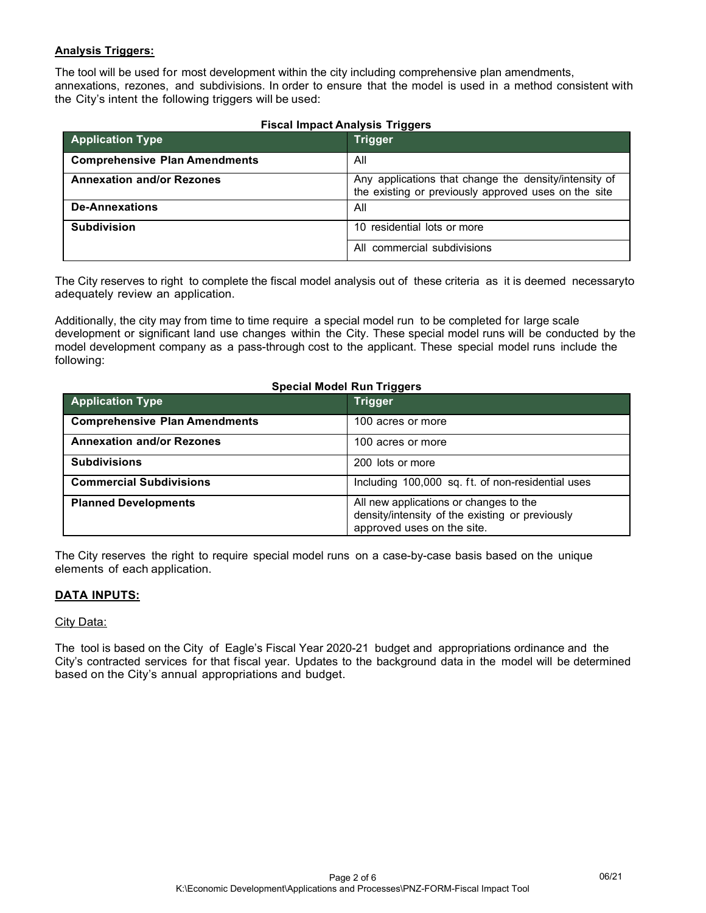**Analysis Triggers:**

The tool will be used for most development within the city including comprehensive plan amendments, annexations, rezones, and subdivisions. In order to ensure that the model is used in a method consistent with the City's intent the following triggers will be used:

**Fiscal Impact Analysis Triggers**

| Application Type | Trigger |
|---|---|
| **Comprehensive Plan Amendments** | All |
| **Annexation and/or Rezones** | Any applications that change the density/intensity of the existing or previously approved uses on the site |
| **De-Annexations** | All |
| **Subdivision** | 10 residential lots or more |
| | All commercial subdivisions |

The City reserves to right to complete the fiscal model analysis out of these criteria as it is deemed necessaryto adequately review an application.

Additionally, the city may from time to time require a special model run to be completed for large scale development or significant land use changes within the City. These special model runs will be conducted by the model development company as a pass-through cost to the applicant. These special model runs include the following:

**Special Model Run Triggers**

| Application Type | Trigger |
|---|---|
| **Comprehensive Plan Amendments** | 100 acres or more |
| **Annexation and/or Rezones** | 100 acres or more |
| **Subdivisions** | 200 lots or more |
| **Commercial Subdivisions** | Including 100,000 sq. ft. of non-residential uses |
| **Planned Developments** | All new applications or changes to the density/intensity of the existing or previously approved uses on the site. |

The City reserves the right to require special model runs on a case-by-case basis based on the unique elements of each application.

**DATA INPUTS:**

City Data:

The tool is based on the City of Eagle's Fiscal Year 2020-21 budget and appropriations ordinance and the City's contracted services for that fiscal year. Updates to the background data in the model will be determined based on the City's annual appropriations and budget.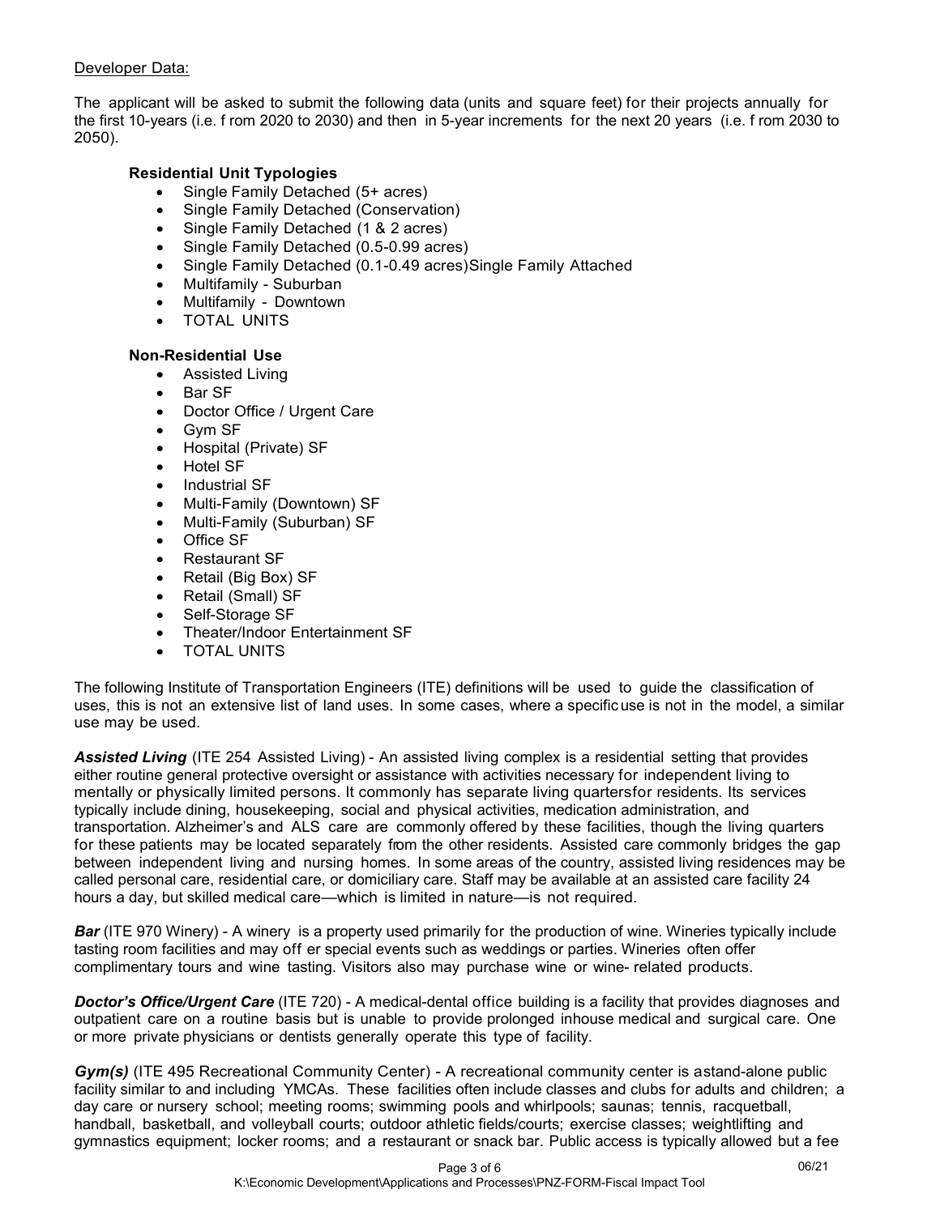Developer Data:

The applicant will be asked to submit the following data (units and square feet) for their projects annually for the first 10-years (i.e. from 2020 to 2030) and then in 5-year increments for the next 20 years (i.e. from 2030 to 2050).

**Residential Unit Typologies**

- Single Family Detached (5+ acres)
- Single Family Detached (Conservation)
- Single Family Detached (1 & 2 acres)
- Single Family Detached (0.5-0.99 acres)
- Single Family Detached (0.1-0.49 acres)Single Family Attached
- Multifamily - Suburban
- Multifamily - Downtown
- TOTAL UNITS

**Non-Residential Use**

- Assisted Living
- Bar SF
- Doctor Office / Urgent Care
- Gym SF
- Hospital (Private) SF
- Hotel SF
- Industrial SF
- Multi-Family (Downtown) SF
- Multi-Family (Suburban) SF
- Office SF
- Restaurant SF
- Retail (Big Box) SF
- Retail (Small) SF
- Self-Storage SF
- Theater/Indoor Entertainment SF
- TOTAL UNITS

The following Institute of Transportation Engineers (ITE) definitions will be used to guide the classification of uses, this is not an extensive list of land uses. In some cases, where a specific use is not in the model, a similar use may be used.

***Assisted Living*** (ITE 254 Assisted Living) - An assisted living complex is a residential setting that provides either routine general protective oversight or assistance with activities necessary for independent living to mentally or physically limited persons. It commonly has separate living quartersfor residents. Its services typically include dining, housekeeping, social and physical activities, medication administration, and transportation. Alzheimer's and ALS care are commonly offered by these facilities, though the living quarters for these patients may be located separately from the other residents. Assisted care commonly bridges the gap between independent living and nursing homes. In some areas of the country, assisted living residences may be called personal care, residential care, or domiciliary care. Staff may be available at an assisted care facility 24 hours a day, but skilled medical care—which is limited in nature—is not required.

***Bar*** (ITE 970 Winery) - A winery is a property used primarily for the production of wine. Wineries typically include tasting room facilities and may offer special events such as weddings or parties. Wineries often offer complimentary tours and wine tasting. Visitors also may purchase wine or wine- related products.

***Doctor's Office/Urgent Care*** (ITE 720) - A medical-dental office building is a facility that provides diagnoses and outpatient care on a routine basis but is unable to provide prolonged inhouse medical and surgical care. One or more private physicians or dentists generally operate this type of facility.

***Gym(s)*** (ITE 495 Recreational Community Center) - A recreational community center is astand-alone public facility similar to and including YMCAs. These facilities often include classes and clubs for adults and children; a day care or nursery school; meeting rooms; swimming pools and whirlpools; saunas; tennis, racquetball, handball, basketball, and volleyball courts; outdoor athletic fields/courts; exercise classes; weightlifting and gymnastics equipment; locker rooms; and a restaurant or snack bar. Public access is typically allowed but a fee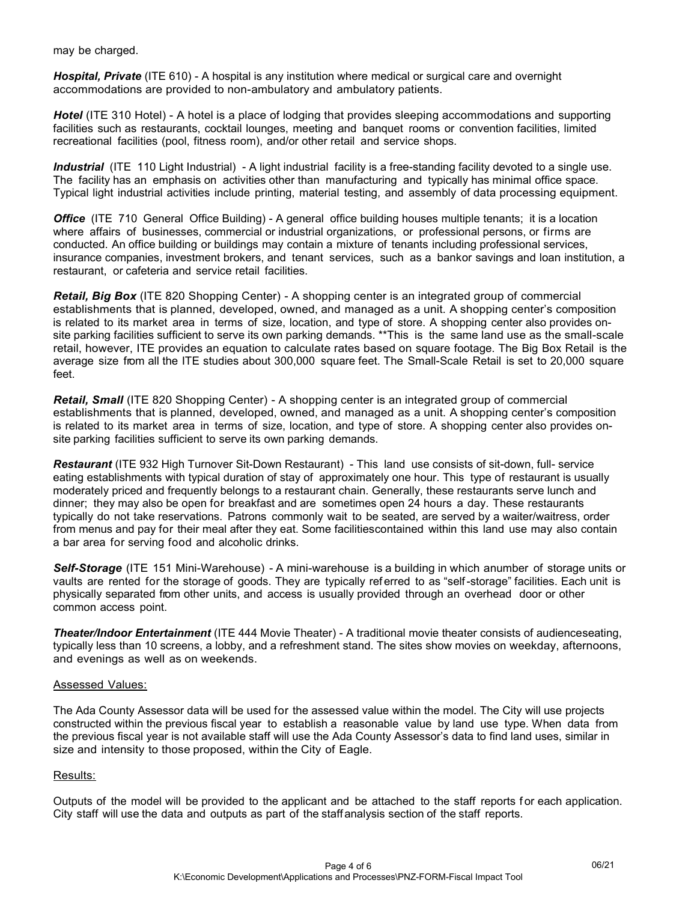may be charged.

***Hospital, Private*** (ITE 610) - A hospital is any institution where medical or surgical care and overnight accommodations are provided to non-ambulatory and ambulatory patients.

***Hotel*** (ITE 310 Hotel) - A hotel is a place of lodging that provides sleeping accommodations and supporting facilities such as restaurants, cocktail lounges, meeting and banquet rooms or convention facilities, limited recreational facilities (pool, fitness room), and/or other retail and service shops.

***Industrial*** (ITE 110 Light Industrial) - A light industrial facility is a free-standing facility devoted to a single use. The facility has an emphasis on activities other than manufacturing and typically has minimal office space. Typical light industrial activities include printing, material testing, and assembly of data processing equipment.

***Office*** (ITE 710 General Office Building) - A general office building houses multiple tenants; it is a location where affairs of businesses, commercial or industrial organizations, or professional persons, or firms are conducted. An office building or buildings may contain a mixture of tenants including professional services, insurance companies, investment brokers, and tenant services, such as a bankor savings and loan institution, a restaurant, or cafeteria and service retail facilities.

***Retail, Big Box*** (ITE 820 Shopping Center) - A shopping center is an integrated group of commercial establishments that is planned, developed, owned, and managed as a unit. A shopping center's composition is related to its market area in terms of size, location, and type of store. A shopping center also provides on-site parking facilities sufficient to serve its own parking demands. **This is the same land use as the small-scale retail, however, ITE provides an equation to calculate rates based on square footage. The Big Box Retail is the average size from all the ITE studies about 300,000 square feet. The Small-Scale Retail is set to 20,000 square feet.

***Retail, Small*** (ITE 820 Shopping Center) - A shopping center is an integrated group of commercial establishments that is planned, developed, owned, and managed as a unit. A shopping center's composition is related to its market area in terms of size, location, and type of store. A shopping center also provides on-site parking facilities sufficient to serve its own parking demands.

***Restaurant*** (ITE 932 High Turnover Sit-Down Restaurant) - This land use consists of sit-down, full- service eating establishments with typical duration of stay of approximately one hour. This type of restaurant is usually moderately priced and frequently belongs to a restaurant chain. Generally, these restaurants serve lunch and dinner; they may also be open for breakfast and are sometimes open 24 hours a day. These restaurants typically do not take reservations. Patrons commonly wait to be seated, are served by a waiter/waitress, order from menus and pay for their meal after they eat. Some facilitiescontained within this land use may also contain a bar area for serving food and alcoholic drinks.

***Self-Storage*** (ITE 151 Mini-Warehouse) - A mini-warehouse is a building in which anumber of storage units or vaults are rented for the storage of goods. They are typically referred to as "self-storage" facilities. Each unit is physically separated from other units, and access is usually provided through an overhead door or other common access point.

***Theater/Indoor Entertainment*** (ITE 444 Movie Theater) - A traditional movie theater consists of audienceseating, typically less than 10 screens, a lobby, and a refreshment stand. The sites show movies on weekday, afternoons, and evenings as well as on weekends.

<u>Assessed Values:</u>

The Ada County Assessor data will be used for the assessed value within the model. The City will use projects constructed within the previous fiscal year to establish a reasonable value by land use type. When data from the previous fiscal year is not available staff will use the Ada County Assessor's data to find land uses, similar in size and intensity to those proposed, within the City of Eagle.

<u>Results:</u>

Outputs of the model will be provided to the applicant and be attached to the staff reports for each application. City staff will use the data and outputs as part of the staff analysis section of the staff reports.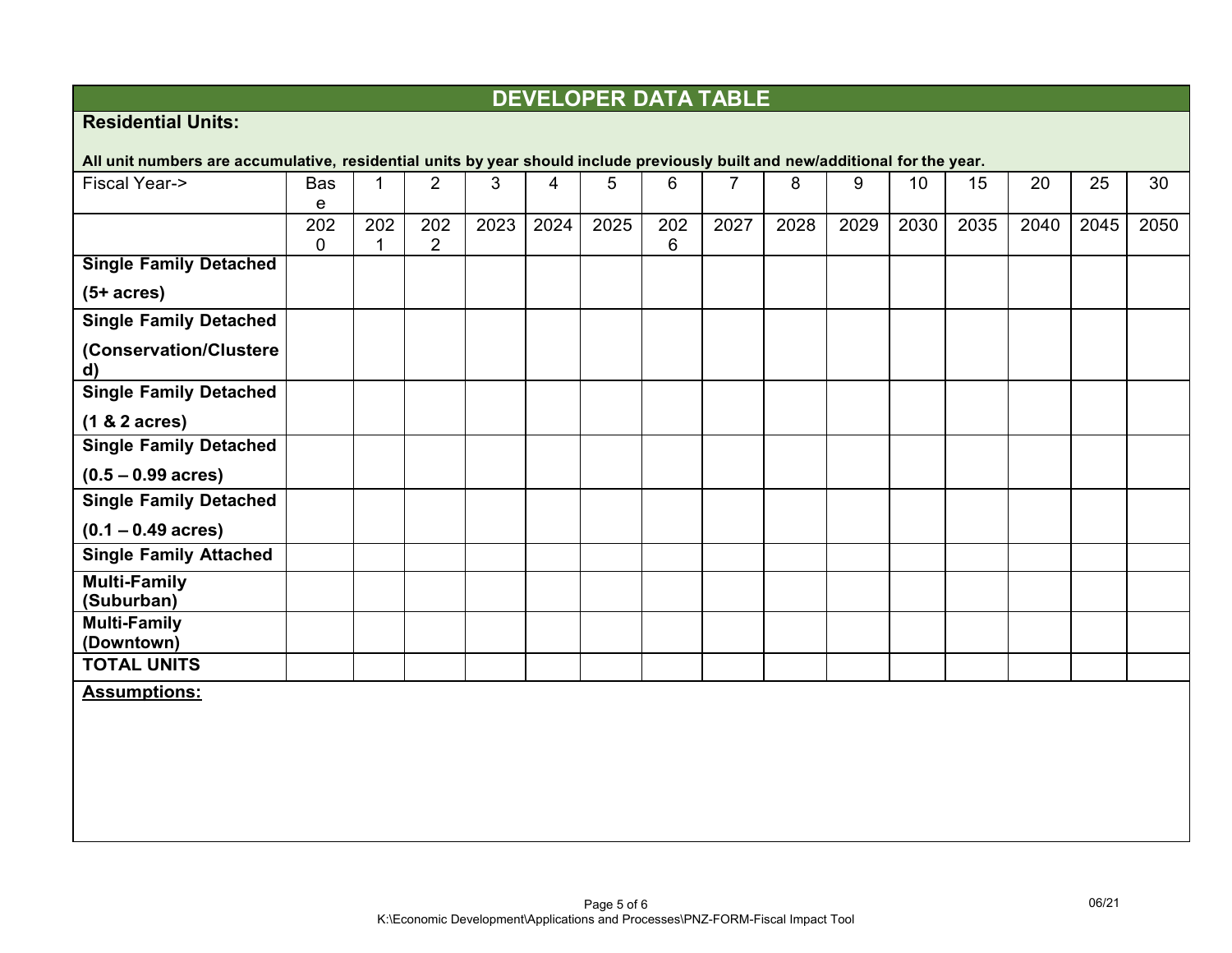## DEVELOPER DATA TABLE

**Residential Units:**

**All unit numbers are accumulative, residential units by year should include previously built and new/additional for the year.**

| Fiscal Year-> | Base | 1 | 2 | 3 | 4 | 5 | 6 | 7 | 8 | 9 | 10 | 15 | 20 | 25 | 30 |
|---|---|---|---|---|---|---|---|---|---|---|---|---|---|---|---|
| | 2020 | 2021 | 2022 | 2023 | 2024 | 2025 | 2026 | 2027 | 2028 | 2029 | 2030 | 2035 | 2040 | 2045 | 2050 |
| **Single Family Detached (5+ acres)** | | | | | | | | | | | | | | | |
| **Single Family Detached (Conservation/Clustered)** | | | | | | | | | | | | | | | |
| **Single Family Detached (1 & 2 acres)** | | | | | | | | | | | | | | | |
| **Single Family Detached (0.5 – 0.99 acres)** | | | | | | | | | | | | | | | |
| **Single Family Detached (0.1 – 0.49 acres)** | | | | | | | | | | | | | | | |
| **Single Family Attached** | | | | | | | | | | | | | | | |
| **Multi-Family (Suburban)** | | | | | | | | | | | | | | | |
| **Multi-Family (Downtown)** | | | | | | | | | | | | | | | |
| **TOTAL UNITS** | | | | | | | | | | | | | | | |

**Assumptions:**

06/21

K:\Economic Development\Applications and Processes\PNZ-FORM-Fiscal Impact Tool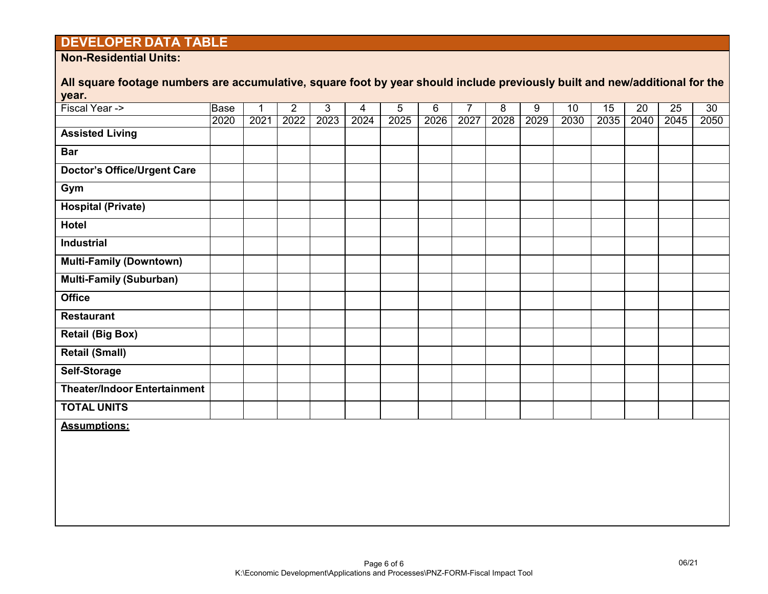## DEVELOPER DATA TABLE

**Non-Residential Units:**

**All square footage numbers are accumulative, square foot by year should include previously built and new/additional for the year.**

| Fiscal Year -> | Base | 1 | 2 | 3 | 4 | 5 | 6 | 7 | 8 | 9 | 10 | 15 | 20 | 25 | 30 |
|---|---|---|---|---|---|---|---|---|---|---|---|---|---|---|---|
| | 2020 | 2021 | 2022 | 2023 | 2024 | 2025 | 2026 | 2027 | 2028 | 2029 | 2030 | 2035 | 2040 | 2045 | 2050 |
| **Assisted Living** | | | | | | | | | | | | | | | |
| **Bar** | | | | | | | | | | | | | | | |
| **Doctor's Office/Urgent Care** | | | | | | | | | | | | | | | |
| **Gym** | | | | | | | | | | | | | | | |
| **Hospital (Private)** | | | | | | | | | | | | | | | |
| **Hotel** | | | | | | | | | | | | | | | |
| **Industrial** | | | | | | | | | | | | | | | |
| **Multi-Family (Downtown)** | | | | | | | | | | | | | | | |
| **Multi-Family (Suburban)** | | | | | | | | | | | | | | | |
| **Office** | | | | | | | | | | | | | | | |
| **Restaurant** | | | | | | | | | | | | | | | |
| **Retail (Big Box)** | | | | | | | | | | | | | | | |
| **Retail (Small)** | | | | | | | | | | | | | | | |
| **Self-Storage** | | | | | | | | | | | | | | | |
| **Theater/Indoor Entertainment** | | | | | | | | | | | | | | | |
| **TOTAL UNITS** | | | | | | | | | | | | | | | |

**Assumptions:**